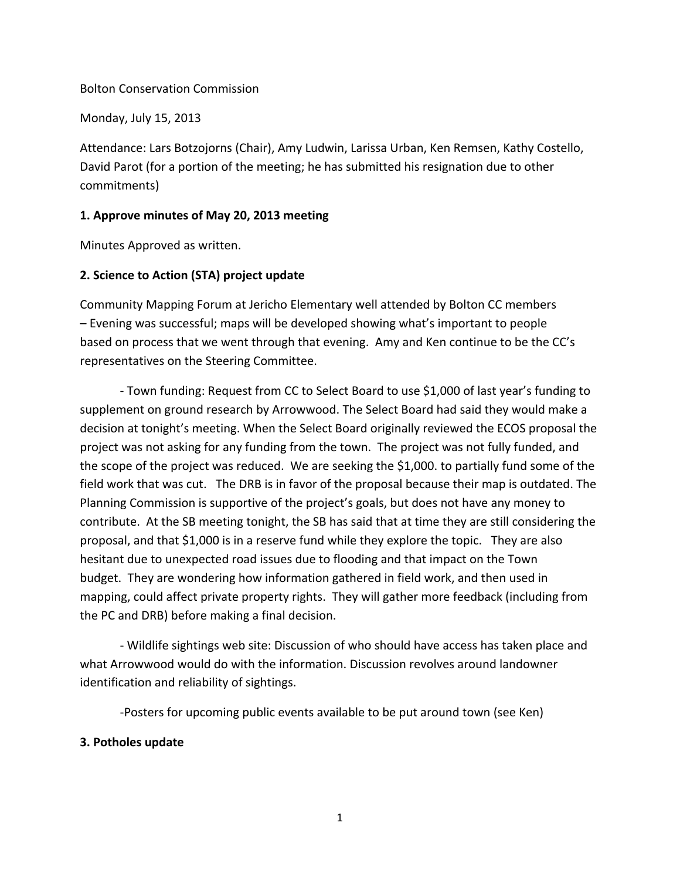Bolton Conservation Commission

Monday, July 15, 2013

Attendance: Lars Botzojorns (Chair), Amy Ludwin, Larissa Urban, Ken Remsen, Kathy Costello, David Parot (for a portion of the meeting; he has submitted his resignation due to other commitments)

**1. Approve minutes of May 20, 2013 meeting**

Minutes Approved as written.

**2. Science to Action (STA) project update**

Community Mapping Forum at Jericho Elementary well attended by Bolton CC members – Evening was successful; maps will be developed showing what's important to people based on process that we went through that evening. Amy and Ken continue to be the CC's representatives on the Steering Committee.

- Town funding: Request from CC to Select Board to use $1,000 of last year's funding to supplement on ground research by Arrowwood. The Select Board had said they would make a decision at tonight's meeting. When the Select Board originally reviewed the ECOS proposal the project was not asking for any funding from the town. The project was not fully funded, and the scope of the project was reduced. We are seeking the $1,000. to partially fund some of the field work that was cut. The DRB is in favor of the proposal because their map is outdated. The Planning Commission is supportive of the project's goals, but does not have any money to contribute. At the SB meeting tonight, the SB has said that at time they are still considering the proposal, and that $1,000 is in a reserve fund while they explore the topic. They are also hesitant due to unexpected road issues due to flooding and that impact on the Town budget. They are wondering how information gathered in field work, and then used in mapping, could affect private property rights. They will gather more feedback (including from the PC and DRB) before making a final decision.

- Wildlife sightings web site: Discussion of who should have access has taken place and what Arrowwood would do with the information. Discussion revolves around landowner identification and reliability of sightings.

-Posters for upcoming public events available to be put around town (see Ken)

**3. Potholes update**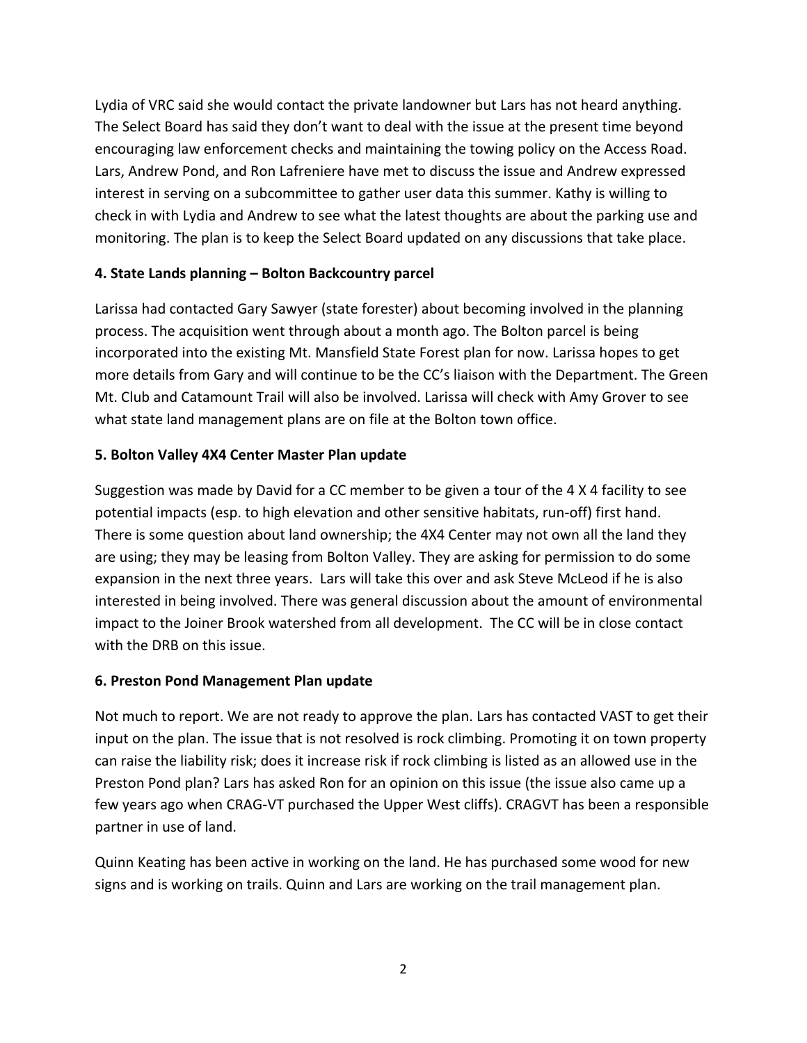Lydia of VRC said she would contact the private landowner but Lars has not heard anything. The Select Board has said they don't want to deal with the issue at the present time beyond encouraging law enforcement checks and maintaining the towing policy on the Access Road. Lars, Andrew Pond, and Ron Lafreniere have met to discuss the issue and Andrew expressed interest in serving on a subcommittee to gather user data this summer. Kathy is willing to check in with Lydia and Andrew to see what the latest thoughts are about the parking use and monitoring. The plan is to keep the Select Board updated on any discussions that take place.

**4. State Lands planning – Bolton Backcountry parcel**

Larissa had contacted Gary Sawyer (state forester) about becoming involved in the planning process. The acquisition went through about a month ago. The Bolton parcel is being incorporated into the existing Mt. Mansfield State Forest plan for now. Larissa hopes to get more details from Gary and will continue to be the CC's liaison with the Department. The Green Mt. Club and Catamount Trail will also be involved. Larissa will check with Amy Grover to see what state land management plans are on file at the Bolton town office.

**5. Bolton Valley 4X4 Center Master Plan update**

Suggestion was made by David for a CC member to be given a tour of the 4 X 4 facility to see potential impacts (esp. to high elevation and other sensitive habitats, run-off) first hand. There is some question about land ownership; the 4X4 Center may not own all the land they are using; they may be leasing from Bolton Valley. They are asking for permission to do some expansion in the next three years. Lars will take this over and ask Steve McLeod if he is also interested in being involved. There was general discussion about the amount of environmental impact to the Joiner Brook watershed from all development. The CC will be in close contact with the DRB on this issue.

**6. Preston Pond Management Plan update**

Not much to report. We are not ready to approve the plan. Lars has contacted VAST to get their input on the plan. The issue that is not resolved is rock climbing. Promoting it on town property can raise the liability risk; does it increase risk if rock climbing is listed as an allowed use in the Preston Pond plan? Lars has asked Ron for an opinion on this issue (the issue also came up a few years ago when CRAG-VT purchased the Upper West cliffs). CRAGVT has been a responsible partner in use of land.

Quinn Keating has been active in working on the land. He has purchased some wood for new signs and is working on trails. Quinn and Lars are working on the trail management plan.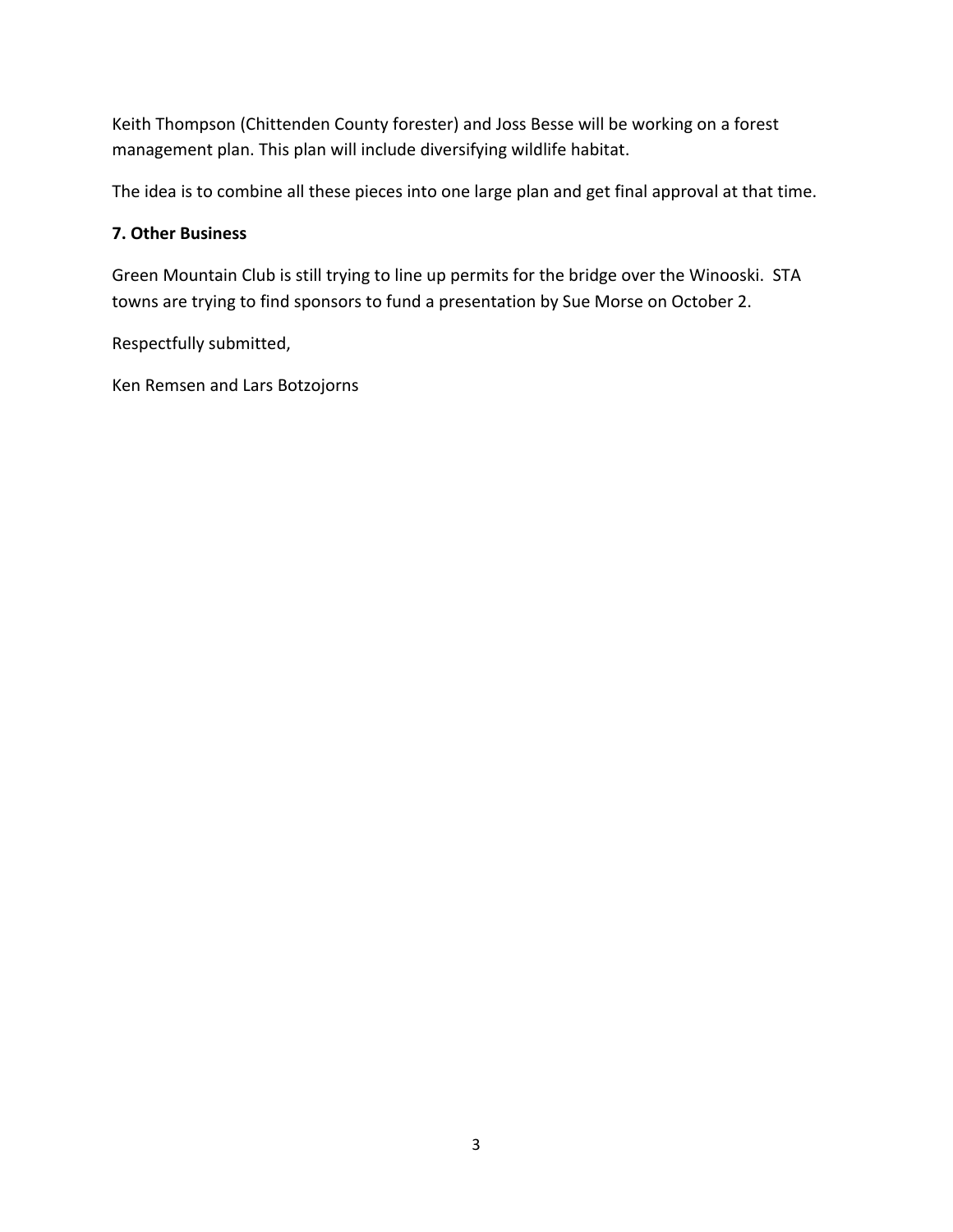Keith Thompson (Chittenden County forester) and Joss Besse will be working on a forest management plan. This plan will include diversifying wildlife habitat.

The idea is to combine all these pieces into one large plan and get final approval at that time.

**7. Other Business**

Green Mountain Club is still trying to line up permits for the bridge over the Winooski. STA towns are trying to find sponsors to fund a presentation by Sue Morse on October 2.

Respectfully submitted,

Ken Remsen and Lars Botzojorns